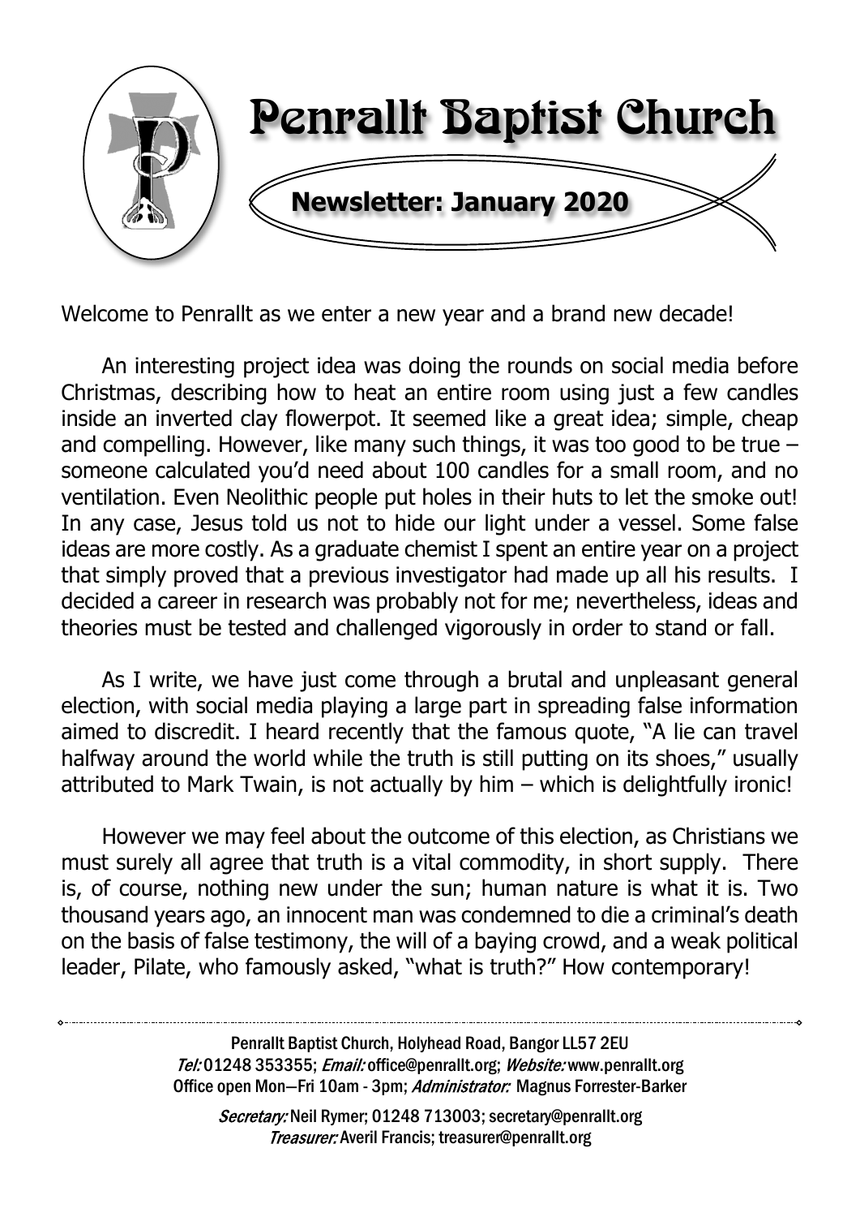# Penrallt Baptist Church

## Newsletter: January 2020

Welcome to Penrallt as we enter a new year and a brand new decade!

An interesting project idea was doing the rounds on social media before Christmas, describing how to heat an entire room using just a few candles inside an inverted clay flowerpot. It seemed like a great idea; simple, cheap and compelling. However, like many such things, it was too good to be true – someone calculated you'd need about 100 candles for a small room, and no ventilation. Even Neolithic people put holes in their huts to let the smoke out! In any case, Jesus told us not to hide our light under a vessel. Some false ideas are more costly. As a graduate chemist I spent an entire year on a project that simply proved that a previous investigator had made up all his results. I decided a career in research was probably not for me; nevertheless, ideas and theories must be tested and challenged vigorously in order to stand or fall.

As I write, we have just come through a brutal and unpleasant general election, with social media playing a large part in spreading false information aimed to discredit. I heard recently that the famous quote, "A lie can travel halfway around the world while the truth is still putting on its shoes," usually attributed to Mark Twain, is not actually by him – which is delightfully ironic!

However we may feel about the outcome of this election, as Christians we must surely all agree that truth is a vital commodity, in short supply. There is, of course, nothing new under the sun; human nature is what it is. Two thousand years ago, an innocent man was condemned to die a criminal's death on the basis of false testimony, the will of a baying crowd, and a weak political leader, Pilate, who famously asked, "what is truth?" How contemporary!

---

Penrallt Baptist Church, Holyhead Road, Bangor LL57 2EU
*Tel:* 01248 353355; *Email:* office@penrallt.org; *Website:* www.penrallt.org
Office open Mon—Fri 10am - 3pm; *Administrator:* Magnus Forrester-Barker

*Secretary:* Neil Rymer; 01248 713003; secretary@penrallt.org
*Treasurer:* Averil Francis; treasurer@penrallt.org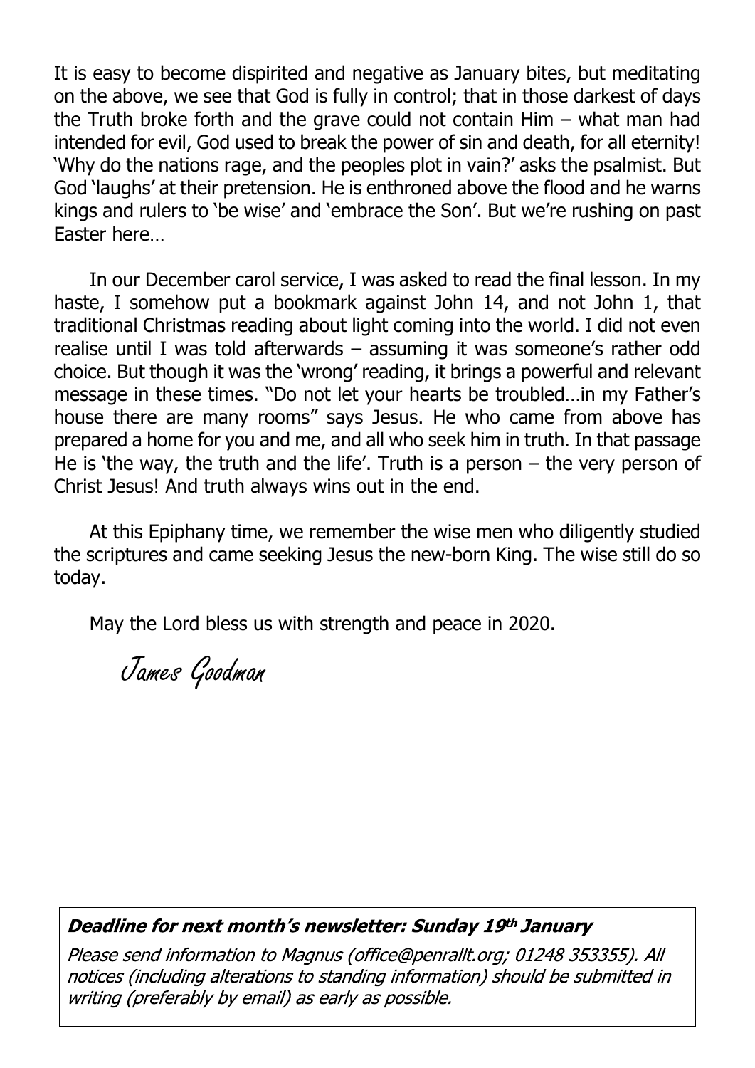It is easy to become dispirited and negative as January bites, but meditating on the above, we see that God is fully in control; that in those darkest of days the Truth broke forth and the grave could not contain Him – what man had intended for evil, God used to break the power of sin and death, for all eternity! 'Why do the nations rage, and the peoples plot in vain?' asks the psalmist. But God 'laughs' at their pretension. He is enthroned above the flood and he warns kings and rulers to 'be wise' and 'embrace the Son'. But we're rushing on past Easter here…

In our December carol service, I was asked to read the final lesson. In my haste, I somehow put a bookmark against John 14, and not John 1, that traditional Christmas reading about light coming into the world. I did not even realise until I was told afterwards – assuming it was someone's rather odd choice. But though it was the 'wrong' reading, it brings a powerful and relevant message in these times. "Do not let your hearts be troubled…in my Father's house there are many rooms" says Jesus. He who came from above has prepared a home for you and me, and all who seek him in truth. In that passage He is 'the way, the truth and the life'. Truth is a person – the very person of Christ Jesus! And truth always wins out in the end.

At this Epiphany time, we remember the wise men who diligently studied the scriptures and came seeking Jesus the new-born King. The wise still do so today.

May the Lord bless us with strength and peace in 2020.

*James Goodman*

***Deadline for next month's newsletter: Sunday 19th January***

*Please send information to Magnus (office@penrallt.org; 01248 353355). All notices (including alterations to standing information) should be submitted in writing (preferably by email) as early as possible.*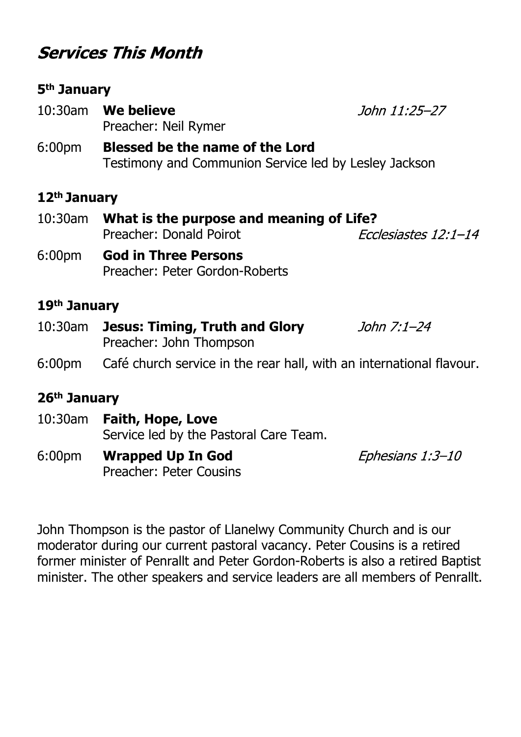# *Services This Month*

### 5th January

10:30am **We believe** *John 11:25–27*
Preacher: Neil Rymer

6:00pm **Blessed be the name of the Lord**
Testimony and Communion Service led by Lesley Jackson

### 12th January

10:30am **What is the purpose and meaning of Life?**
Preacher: Donald Poirot *Ecclesiastes 12:1–14*

6:00pm **God in Three Persons**
Preacher: Peter Gordon-Roberts

### 19th January

10:30am **Jesus: Timing, Truth and Glory** *John 7:1–24*
Preacher: John Thompson

6:00pm Café church service in the rear hall, with an international flavour.

### 26th January

10:30am **Faith, Hope, Love**
Service led by the Pastoral Care Team.

6:00pm **Wrapped Up In God** *Ephesians 1:3–10*
Preacher: Peter Cousins

John Thompson is the pastor of Llanelwy Community Church and is our moderator during our current pastoral vacancy. Peter Cousins is a retired former minister of Penrallt and Peter Gordon-Roberts is also a retired Baptist minister. The other speakers and service leaders are all members of Penrallt.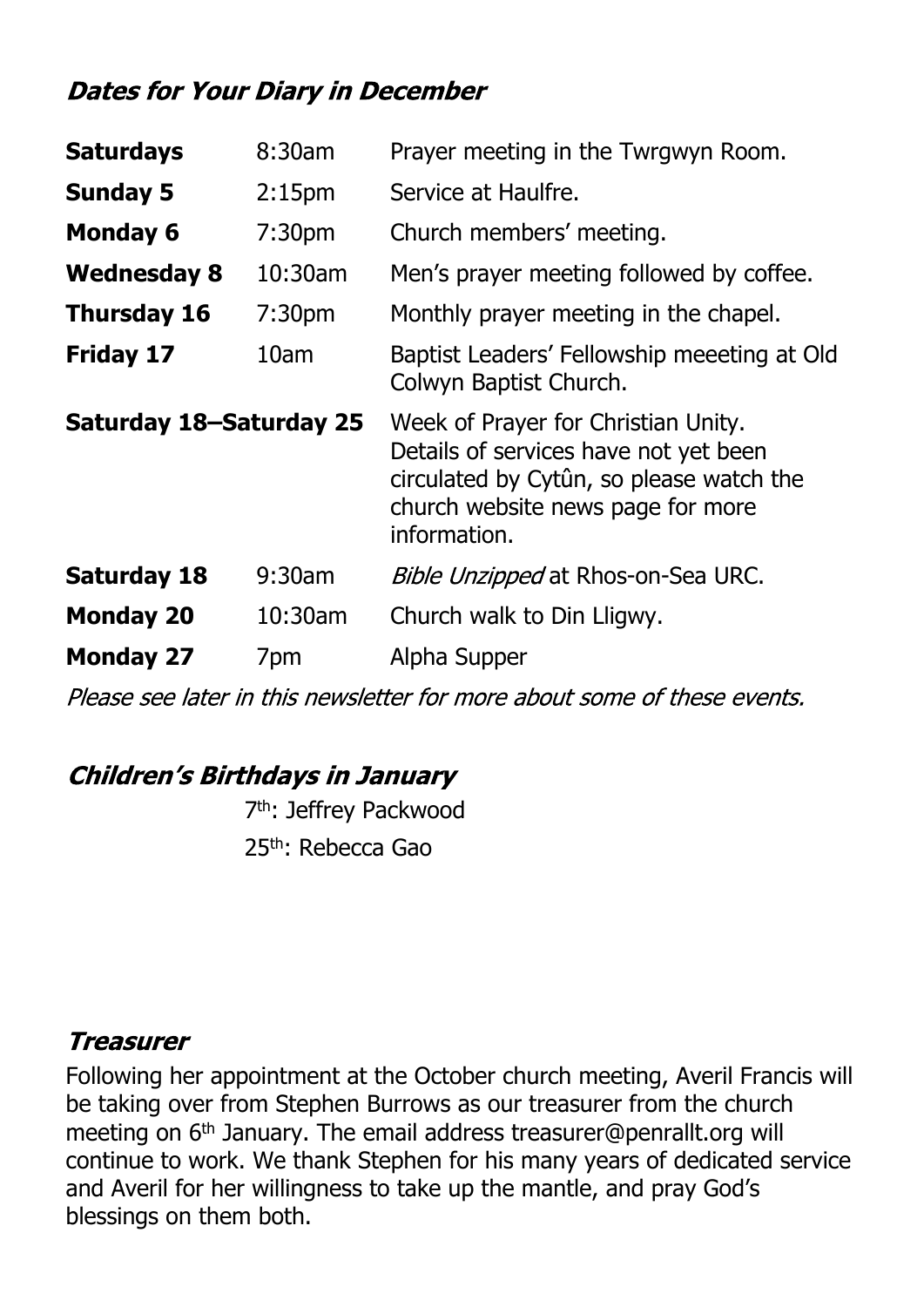## *Dates for Your Diary in December*

| | | |
|---|---|---|
| **Saturdays** | 8:30am | Prayer meeting in the Twrgwyn Room. |
| **Sunday 5** | 2:15pm | Service at Haulfre. |
| **Monday 6** | 7:30pm | Church members' meeting. |
| **Wednesday 8** | 10:30am | Men's prayer meeting followed by coffee. |
| **Thursday 16** | 7:30pm | Monthly prayer meeting in the chapel. |
| **Friday 17** | 10am | Baptist Leaders' Fellowship meeeting at Old Colwyn Baptist Church. |
| **Saturday 18–Saturday 25** | | Week of Prayer for Christian Unity. Details of services have not yet been circulated by Cytûn, so please watch the church website news page for more information. |
| **Saturday 18** | 9:30am | *Bible Unzipped* at Rhos-on-Sea URC. |
| **Monday 20** | 10:30am | Church walk to Din Lligwy. |
| **Monday 27** | 7pm | Alpha Supper |

*Please see later in this newsletter for more about some of these events.*

## *Children's Birthdays in January*

7th: Jeffrey Packwood

25th: Rebecca Gao

## *Treasurer*

Following her appointment at the October church meeting, Averil Francis will be taking over from Stephen Burrows as our treasurer from the church meeting on 6th January. The email address treasurer@penrallt.org will continue to work. We thank Stephen for his many years of dedicated service and Averil for her willingness to take up the mantle, and pray God's blessings on them both.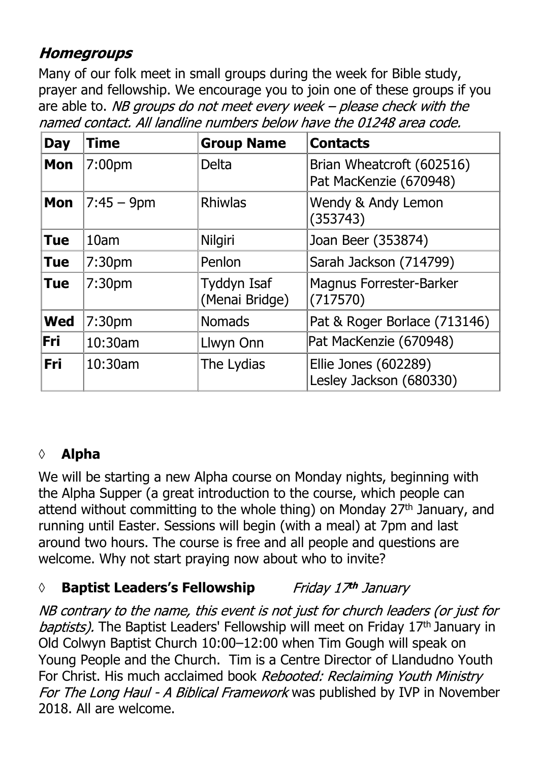## *Homegroups*

Many of our folk meet in small groups during the week for Bible study, prayer and fellowship. We encourage you to join one of these groups if you are able to. *NB groups do not meet every week – please check with the named contact. All landline numbers below have the 01248 area code.*

| Day | Time | Group Name | Contacts |
|---|---|---|---|
| **Mon** | 7:00pm | Delta | Brian Wheatcroft (602516)<br>Pat MacKenzie (670948) |
| **Mon** | 7:45 – 9pm | Rhiwlas | Wendy & Andy Lemon (353743) |
| **Tue** | 10am | Nilgiri | Joan Beer (353874) |
| **Tue** | 7:30pm | Penlon | Sarah Jackson (714799) |
| **Tue** | 7:30pm | Tyddyn Isaf (Menai Bridge) | Magnus Forrester-Barker (717570) |
| **Wed** | 7:30pm | Nomads | Pat & Roger Borlace (713146) |
| **Fri** | 10:30am | Llwyn Onn | Pat MacKenzie (670948) |
| **Fri** | 10:30am | The Lydias | Ellie Jones (602289)<br>Lesley Jackson (680330) |

◊ **Alpha**

We will be starting a new Alpha course on Monday nights, beginning with the Alpha Supper (a great introduction to the course, which people can attend without committing to the whole thing) on Monday 27th January, and running until Easter. Sessions will begin (with a meal) at 7pm and last around two hours. The course is free and all people and questions are welcome. Why not start praying now about who to invite?

◊ **Baptist Leaders's Fellowship** *Friday 17th January*

*NB contrary to the name, this event is not just for church leaders (or just for baptists).* The Baptist Leaders' Fellowship will meet on Friday 17th January in Old Colwyn Baptist Church 10:00–12:00 when Tim Gough will speak on Young People and the Church. Tim is a Centre Director of Llandudno Youth For Christ. His much acclaimed book *Rebooted: Reclaiming Youth Ministry For The Long Haul - A Biblical Framework* was published by IVP in November 2018. All are welcome.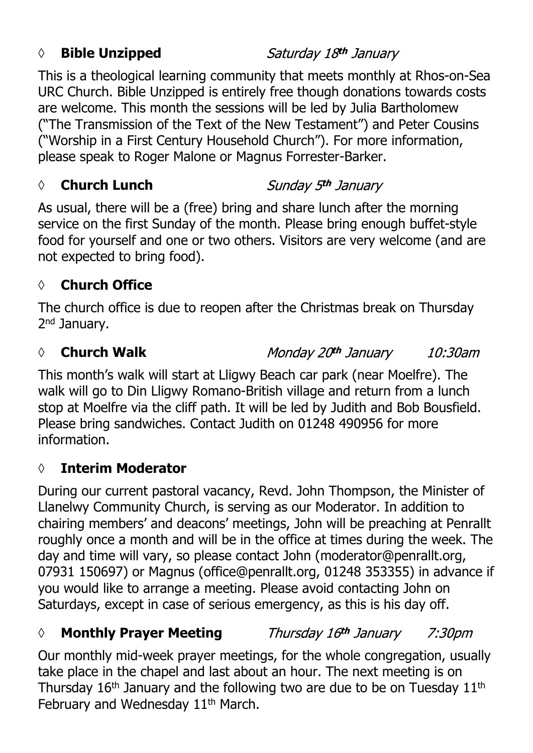### ◊ **Bible Unzipped** *Saturday 18th January*

This is a theological learning community that meets monthly at Rhos-on-Sea URC Church. Bible Unzipped is entirely free though donations towards costs are welcome. This month the sessions will be led by Julia Bartholomew ("The Transmission of the Text of the New Testament") and Peter Cousins ("Worship in a First Century Household Church"). For more information, please speak to Roger Malone or Magnus Forrester-Barker.

### ◊ **Church Lunch** *Sunday 5th January*

As usual, there will be a (free) bring and share lunch after the morning service on the first Sunday of the month. Please bring enough buffet-style food for yourself and one or two others. Visitors are very welcome (and are not expected to bring food).

### ◊ **Church Office**

The church office is due to reopen after the Christmas break on Thursday 2nd January.

### ◊ **Church Walk** *Monday 20th January* *10:30am*

This month's walk will start at Lligwy Beach car park (near Moelfre). The walk will go to Din Lligwy Romano-British village and return from a lunch stop at Moelfre via the cliff path. It will be led by Judith and Bob Bousfield. Please bring sandwiches. Contact Judith on 01248 490956 for more information.

### ◊ **Interim Moderator**

During our current pastoral vacancy, Revd. John Thompson, the Minister of Llanelwy Community Church, is serving as our Moderator. In addition to chairing members' and deacons' meetings, John will be preaching at Penrallt roughly once a month and will be in the office at times during the week. The day and time will vary, so please contact John (moderator@penrallt.org, 07931 150697) or Magnus (office@penrallt.org, 01248 353355) in advance if you would like to arrange a meeting. Please avoid contacting John on Saturdays, except in case of serious emergency, as this is his day off.

### ◊ **Monthly Prayer Meeting** *Thursday 16th January* *7:30pm*

Our monthly mid-week prayer meetings, for the whole congregation, usually take place in the chapel and last about an hour. The next meeting is on Thursday 16th January and the following two are due to be on Tuesday 11th February and Wednesday 11th March.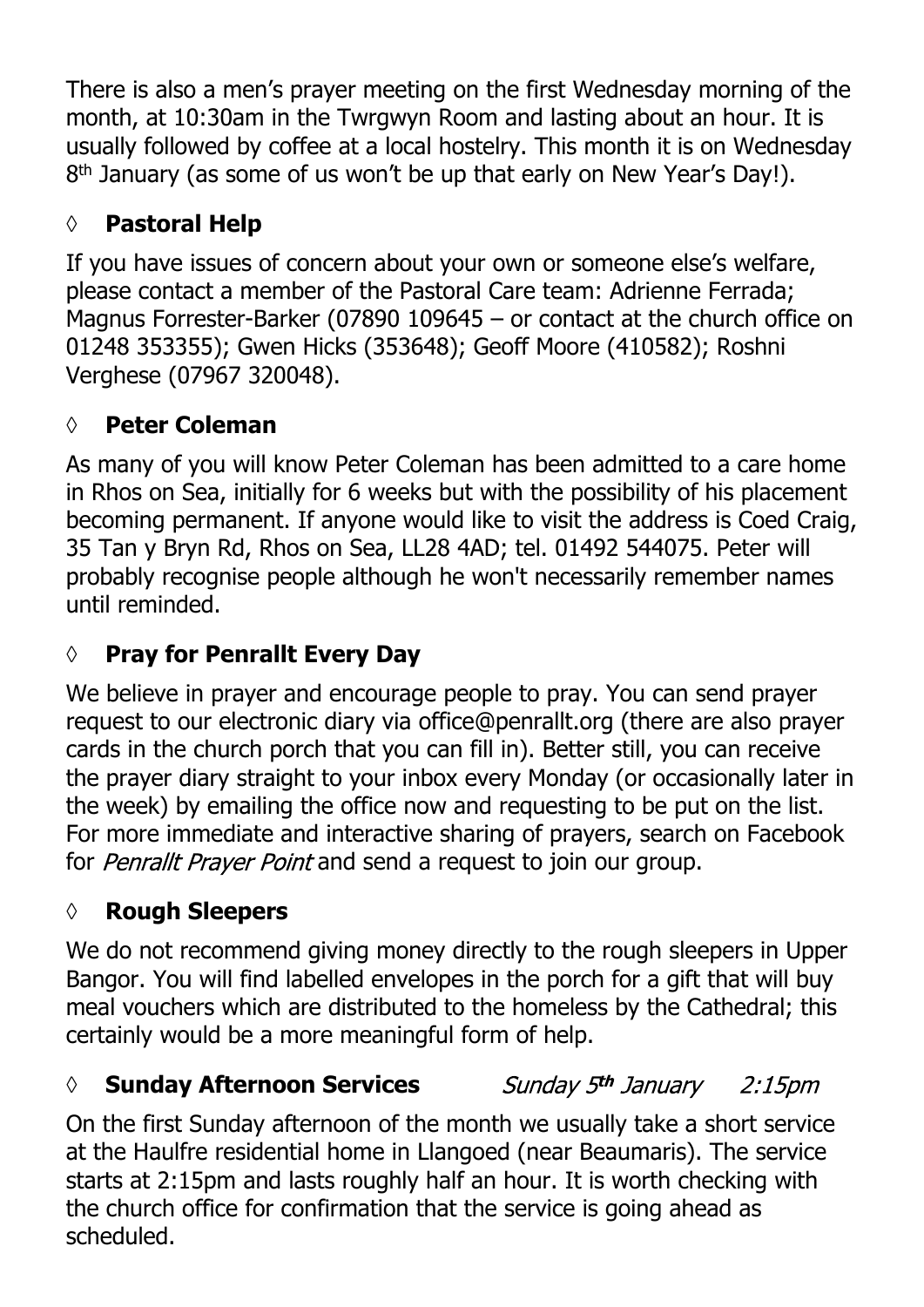There is also a men's prayer meeting on the first Wednesday morning of the month, at 10:30am in the Twrgwyn Room and lasting about an hour. It is usually followed by coffee at a local hostelry. This month it is on Wednesday 8th January (as some of us won't be up that early on New Year's Day!).

## ◊ **Pastoral Help**

If you have issues of concern about your own or someone else's welfare, please contact a member of the Pastoral Care team: Adrienne Ferrada; Magnus Forrester-Barker (07890 109645 – or contact at the church office on 01248 353355); Gwen Hicks (353648); Geoff Moore (410582); Roshni Verghese (07967 320048).

## ◊ **Peter Coleman**

As many of you will know Peter Coleman has been admitted to a care home in Rhos on Sea, initially for 6 weeks but with the possibility of his placement becoming permanent. If anyone would like to visit the address is Coed Craig, 35 Tan y Bryn Rd, Rhos on Sea, LL28 4AD; tel. 01492 544075. Peter will probably recognise people although he won't necessarily remember names until reminded.

## ◊ **Pray for Penrallt Every Day**

We believe in prayer and encourage people to pray. You can send prayer request to our electronic diary via office@penrallt.org (there are also prayer cards in the church porch that you can fill in). Better still, you can receive the prayer diary straight to your inbox every Monday (or occasionally later in the week) by emailing the office now and requesting to be put on the list. For more immediate and interactive sharing of prayers, search on Facebook for *Penrallt Prayer Point* and send a request to join our group.

## ◊ **Rough Sleepers**

We do not recommend giving money directly to the rough sleepers in Upper Bangor. You will find labelled envelopes in the porch for a gift that will buy meal vouchers which are distributed to the homeless by the Cathedral; this certainly would be a more meaningful form of help.

## ◊ **Sunday Afternoon Services** *Sunday 5th January 2:15pm*

On the first Sunday afternoon of the month we usually take a short service at the Haulfre residential home in Llangoed (near Beaumaris). The service starts at 2:15pm and lasts roughly half an hour. It is worth checking with the church office for confirmation that the service is going ahead as scheduled.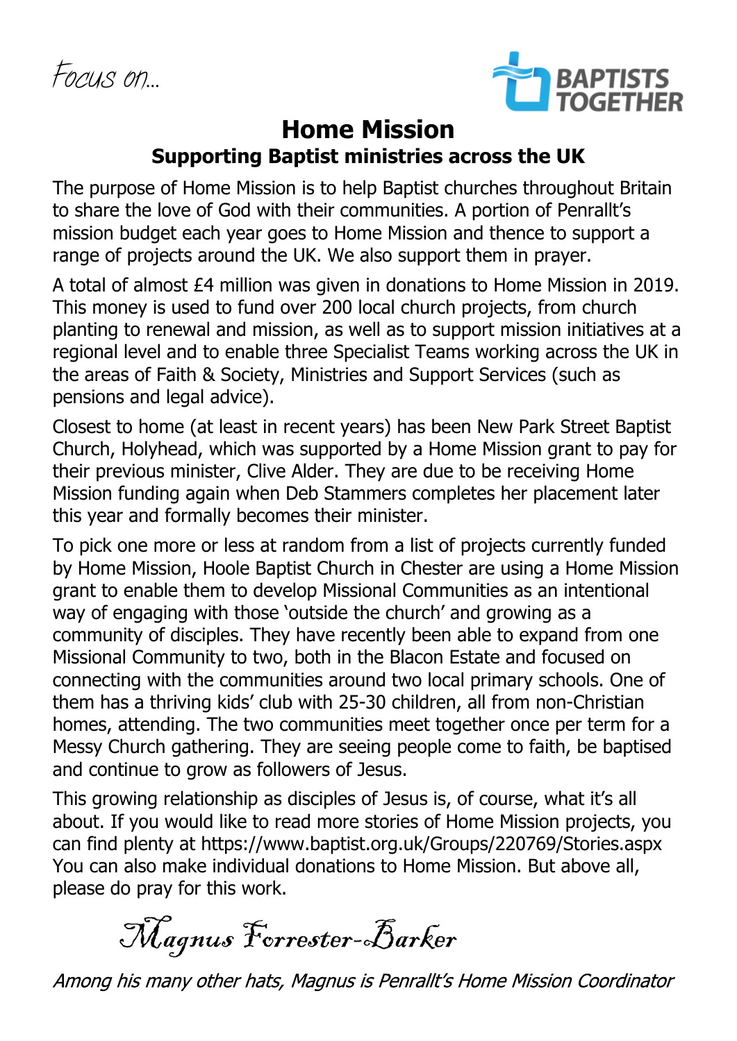*Focus on...*

BAPTISTS TOGETHER

# Home Mission

## Supporting Baptist ministries across the UK

The purpose of Home Mission is to help Baptist churches throughout Britain to share the love of God with their communities. A portion of Penrallt's mission budget each year goes to Home Mission and thence to support a range of projects around the UK. We also support them in prayer.

A total of almost £4 million was given in donations to Home Mission in 2019. This money is used to fund over 200 local church projects, from church planting to renewal and mission, as well as to support mission initiatives at a regional level and to enable three Specialist Teams working across the UK in the areas of Faith & Society, Ministries and Support Services (such as pensions and legal advice).

Closest to home (at least in recent years) has been New Park Street Baptist Church, Holyhead, which was supported by a Home Mission grant to pay for their previous minister, Clive Alder. They are due to be receiving Home Mission funding again when Deb Stammers completes her placement later this year and formally becomes their minister.

To pick one more or less at random from a list of projects currently funded by Home Mission, Hoole Baptist Church in Chester are using a Home Mission grant to enable them to develop Missional Communities as an intentional way of engaging with those 'outside the church' and growing as a community of disciples. They have recently been able to expand from one Missional Community to two, both in the Blacon Estate and focused on connecting with the communities around two local primary schools. One of them has a thriving kids' club with 25-30 children, all from non-Christian homes, attending. The two communities meet together once per term for a Messy Church gathering. They are seeing people come to faith, be baptised and continue to grow as followers of Jesus.

This growing relationship as disciples of Jesus is, of course, what it's all about. If you would like to read more stories of Home Mission projects, you can find plenty at https://www.baptist.org.uk/Groups/220769/Stories.aspx You can also make individual donations to Home Mission. But above all, please do pray for this work.

Magnus Forrester-Barker

*Among his many other hats, Magnus is Penrallt's Home Mission Coordinator*